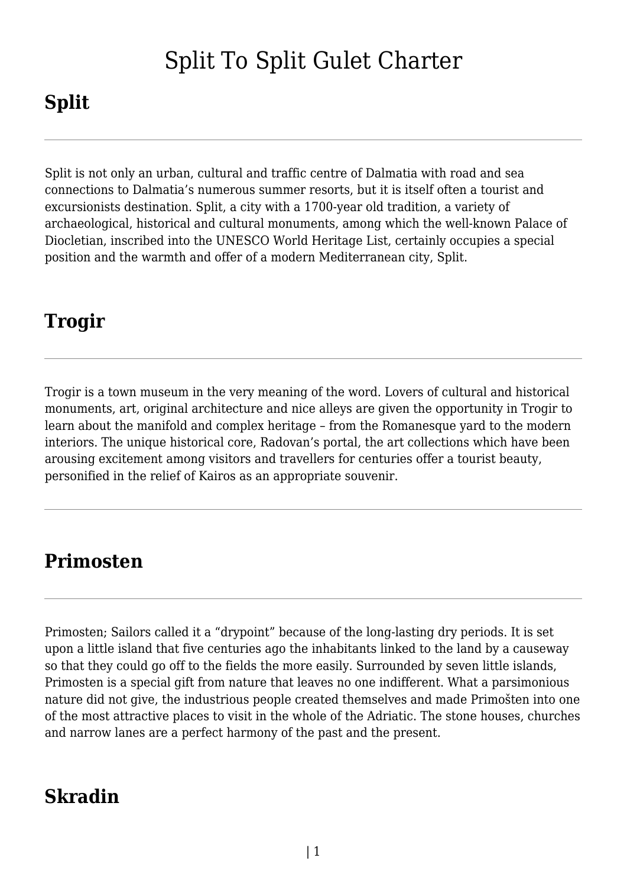# Split To Split Gulet Charter

## Split

---

Split is not only an urban, cultural and traffic centre of Dalmatia with road and sea connections to Dalmatia's numerous summer resorts, but it is itself often a tourist and excursionists destination. Split, a city with a 1700-year old tradition, a variety of archaeological, historical and cultural monuments, among which the well-known Palace of Diocletian, inscribed into the UNESCO World Heritage List, certainly occupies a special position and the warmth and offer of a modern Mediterranean city, Split.

## Trogir

---

Trogir is a town museum in the very meaning of the word. Lovers of cultural and historical monuments, art, original architecture and nice alleys are given the opportunity in Trogir to learn about the manifold and complex heritage – from the Romanesque yard to the modern interiors. The unique historical core, Radovan's portal, the art collections which have been arousing excitement among visitors and travellers for centuries offer a tourist beauty, personified in the relief of Kairos as an appropriate souvenir.

---

## Primosten

---

Primosten; Sailors called it a "drypoint" because of the long-lasting dry periods. It is set upon a little island that five centuries ago the inhabitants linked to the land by a causeway so that they could go off to the fields the more easily. Surrounded by seven little islands, Primosten is a special gift from nature that leaves no one indifferent. What a parsimonious nature did not give, the industrious people created themselves and made Primošten into one of the most attractive places to visit in the whole of the Adriatic. The stone houses, churches and narrow lanes are a perfect harmony of the past and the present.

## Skradin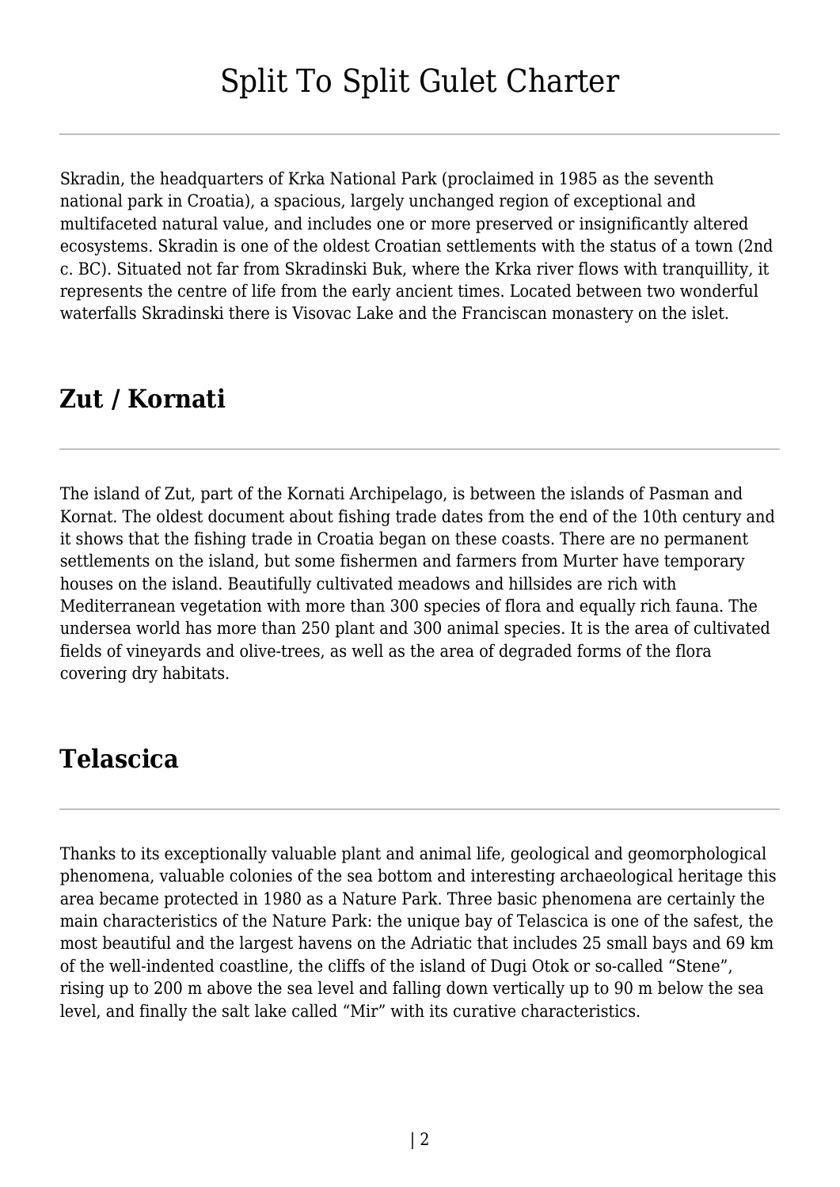Skradin, the headquarters of Krka National Park (proclaimed in 1985 as the seventh national park in Croatia), a spacious, largely unchanged region of exceptional and multifaceted natural value, and includes one or more preserved or insignificantly altered ecosystems. Skradin is one of the oldest Croatian settlements with the status of a town (2nd c. BC). Situated not far from Skradinski Buk, where the Krka river flows with tranquillity, it represents the centre of life from the early ancient times. Located between two wonderful waterfalls Skradinski there is Visovac Lake and the Franciscan monastery on the islet.

## Zut / Kornati

The island of Zut, part of the Kornati Archipelago, is between the islands of Pasman and Kornat. The oldest document about fishing trade dates from the end of the 10th century and it shows that the fishing trade in Croatia began on these coasts. There are no permanent settlements on the island, but some fishermen and farmers from Murter have temporary houses on the island. Beautifully cultivated meadows and hillsides are rich with Mediterranean vegetation with more than 300 species of flora and equally rich fauna. The undersea world has more than 250 plant and 300 animal species. It is the area of cultivated fields of vineyards and olive-trees, as well as the area of degraded forms of the flora covering dry habitats.

## Telascica

Thanks to its exceptionally valuable plant and animal life, geological and geomorphological phenomena, valuable colonies of the sea bottom and interesting archaeological heritage this area became protected in 1980 as a Nature Park. Three basic phenomena are certainly the main characteristics of the Nature Park: the unique bay of Telascica is one of the safest, the most beautiful and the largest havens on the Adriatic that includes 25 small bays and 69 km of the well-indented coastline, the cliffs of the island of Dugi Otok or so-called "Stene", rising up to 200 m above the sea level and falling down vertically up to 90 m below the sea level, and finally the salt lake called "Mir" with its curative characteristics.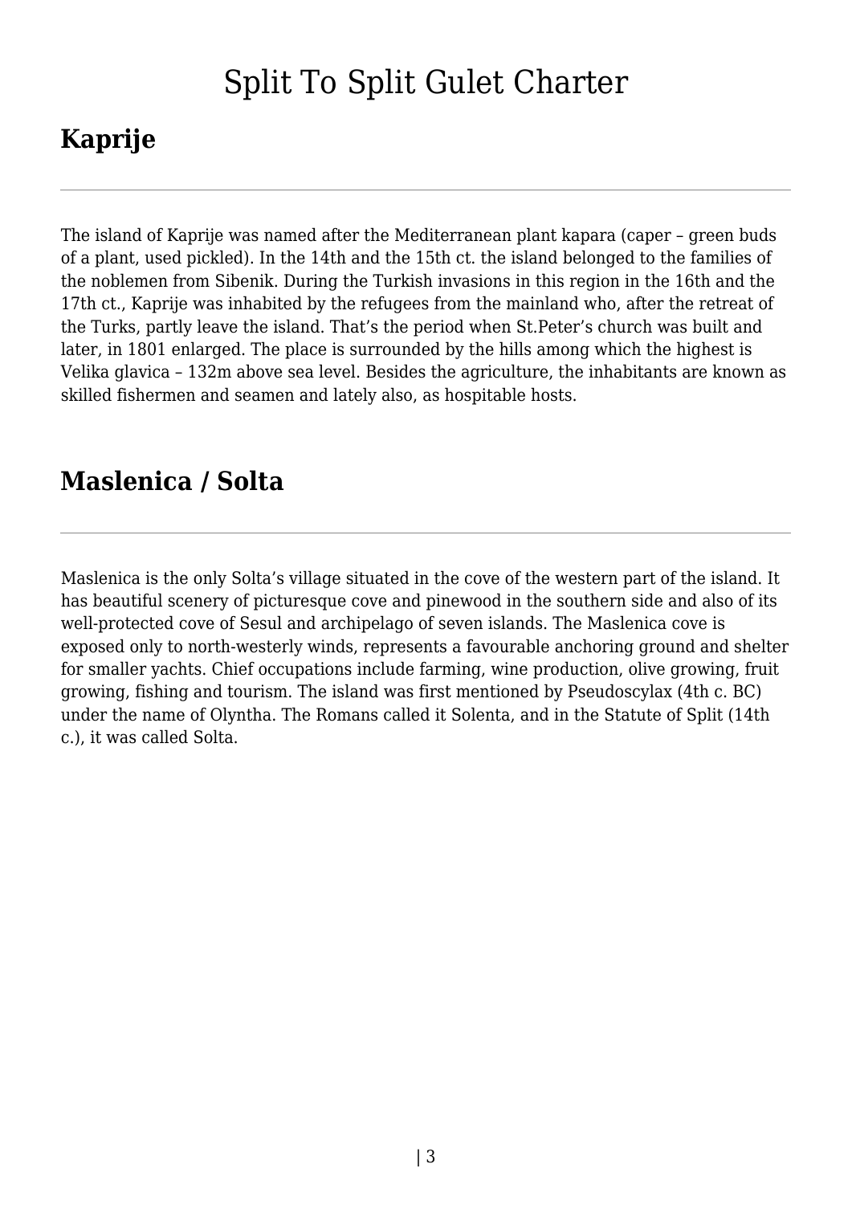# Split To Split Gulet Charter

## Kaprije

---

The island of Kaprije was named after the Mediterranean plant kapara (caper – green buds of a plant, used pickled). In the 14th and the 15th ct. the island belonged to the families of the noblemen from Sibenik. During the Turkish invasions in this region in the 16th and the 17th ct., Kaprije was inhabited by the refugees from the mainland who, after the retreat of the Turks, partly leave the island. That's the period when St.Peter's church was built and later, in 1801 enlarged. The place is surrounded by the hills among which the highest is Velika glavica – 132m above sea level. Besides the agriculture, the inhabitants are known as skilled fishermen and seamen and lately also, as hospitable hosts.

## Maslenica / Solta

---

Maslenica is the only Solta's village situated in the cove of the western part of the island. It has beautiful scenery of picturesque cove and pinewood in the southern side and also of its well-protected cove of Sesul and archipelago of seven islands. The Maslenica cove is exposed only to north-westerly winds, represents a favourable anchoring ground and shelter for smaller yachts. Chief occupations include farming, wine production, olive growing, fruit growing, fishing and tourism. The island was first mentioned by Pseudoscylax (4th c. BC) under the name of Olyntha. The Romans called it Solenta, and in the Statute of Split (14th c.), it was called Solta.